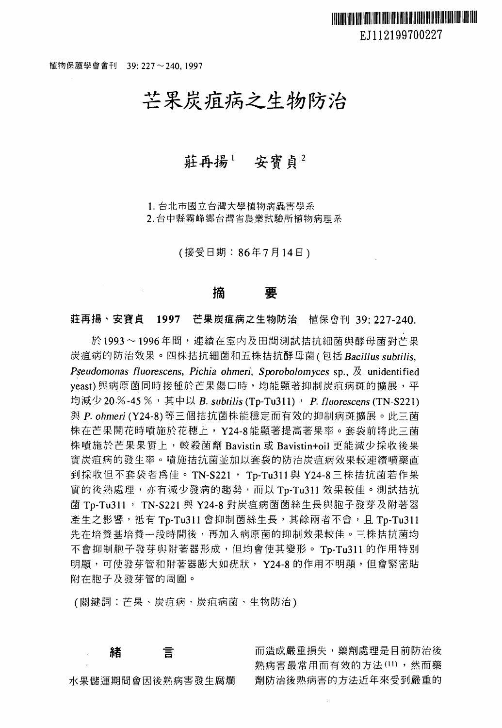# 芒果炭疽病之生物防治

莊再揚[1]　安寶貞[2]

1. 台北市國立台灣大學植物病蟲害學系
2. 台中縣霧峰鄉台灣省農業試驗所植物病理系

（接受日期：86年7月14日）

## 摘　　要

**莊再揚、安寶貞　1997　芒果炭疽病之生物防治**　植保會刊 39: 227-240.

於1993～1996年間，連續在室內及田間測試拮抗細菌與酵母菌對芒果炭疽病的防治效果。四株拮抗細菌和五株拮抗酵母菌（包括 *Bacillus subtilis*, *Pseudomonas fluorescens*, *Pichia ohmeri*, *Sporobolomyces* sp., 及 unidentified yeast）與病原菌同時接種於芒果傷口時，均能顯著抑制炭疽病斑的擴展，平均減少20%-45%，其中以 *B. subtilis* (Tp-Tu311)，*P. fluorescens* (TN-S221) 與 *P. ohmeri* (Y24-8) 等三個拮抗菌株能穩定而有效的抑制病斑擴展。此三菌株在芒果開花時噴施於花穗上，Y24-8能顯著提高著果率。套袋前將此三菌株噴施於芒果果實上，較殺菌劑 Bavistin 或 Bavistin+oil 更能減少採收後果實炭疽病的發生率。噴施拮抗菌並加以套袋的防治炭疽病效果較連續噴藥直到採收但不套袋者為佳。TN-S221，Tp-Tu311 與 Y24-8 三株拮抗菌若作果實的後熟處理，亦有減少發病的趨勢，而以 Tp-Tu311 效果較佳。測試拮抗菌 Tp-Tu311，TN-S221 與 Y24-8 對炭疽病菌菌絲生長與胞子發芽及附著器產生之影響，祇有 Tp-Tu311 會抑制菌絲生長，其餘兩者不會，且 Tp-Tu311 先在培養基培養一段時間後，再加入病原菌的抑制效果較佳。三株拮抗菌均不會抑制胞子發芽與附著器形成，但均會使其變形。Tp-Tu311 的作用特別明顯，可使發芽管和附著器膨大如疣狀，Y24-8 的作用不明顯，但會緊密貼附在胞子及發芽管的周圍。

（關鍵詞：芒果、炭疽病、炭疽病菌、生物防治）

## 緒　　言

水果儲運期間會因後熟病害發生腐爛而造成嚴重損失，藥劑處理是目前防治後熟病害最常用而有效的方法[11]，然而藥劑防治後熟病害的方法近年來受到嚴重的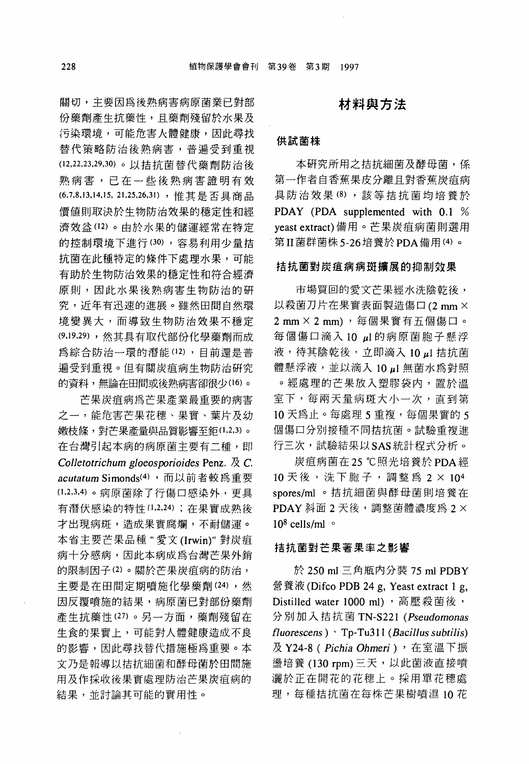關切，主要因爲後熟病害病原菌業已對部份藥劑產生抗藥性，且藥劑殘留於水果及污染環境，可能危害人體健康，因此尋找替代策略防治後熟病害，普遍受到重視[12,22,23,29,30]。以拮抗菌替代藥劑防治後熟病害，已在一些後熟病害證明有效[6,7,8,13,14,15,21,25,26,31]，惟其是否具商品價值則取決於生物防治效果的穩定性和經濟效益[12]。由於水果的儲運經常在特定的控制環境下進行[30]，容易利用少量拮抗菌在此種特定的條件下處理水果，可能有助於生物防治效果的穩定性和符合經濟原則，因此水果後熟病害生物防治的研究，近年有迅速的進展。雖然田間自然環境變異大，而導致生物防治效果不穩定[9,19,29]，然其具有取代部份化學藥劑而成爲綜合防治一環的潛能[12]，目前還是普遍受到重視。但有關炭疽病生物防治研究的資料，無論在田間或後熟病害卻很少[16]。

芒果炭疽病爲芒果產業最重要的病害之一，能危害芒果花穗、果實、葉片及幼嫩枝條，對芒果產量與品質影響至鉅[1,2,3]。在台灣引起本病的病原菌主要有二種，即 *Colletotrichum gloeosporioides* Penz. 及 *C. acutatum* Simonds[4]，而以前者較爲重要[1,2,3,4]。病原菌除了行傷口感染外，更具有潛伏感染的特性[1,2,24]；在果實成熟後才出現病斑，造成果實腐爛，不耐儲運。本省主要芒果品種 "愛文 (Irwin)" 對炭疽病十分感病，因此本病成爲台灣芒果外銷的限制因子[2]。關於芒果炭疽病的防治，主要是在田間定期噴施化學藥劑[24]，然因反覆噴施的結果，病原菌已對部份藥劑產生抗藥性[27]。另一方面，藥劑殘留在生食的果實上，可能對人體健康造成不良的影響，因此尋找替代措施極爲重要。本文乃是報導以拮抗細菌和酵母菌於田間施用及作採收後果實處理防治芒果炭疽病的結果，並討論其可能的實用性。

## 材料與方法

### 供試菌株

本研究所用之拮抗細菌及酵母菌，係第一作者自香蕉果皮分離且對香蕉炭疽病具防治效果[8]，該等拮抗菌均培養於 PDAY (PDA supplemented with 0.1 % yeast extract) 備用。芒果炭疽病菌則選用第 II 菌群菌株 5-26 培養於 PDA 備用[4]。

### 拮抗菌對炭疽病病斑擴展的抑制效果

市場買回的愛文芒果經水洗陰乾後，以殺菌刀片在果實表面製造傷口 (2 mm × 2 mm × 2 mm)，每個果實有五個傷口。每個傷口滴入 10 μl 的病原菌孢子懸浮液，待其陰乾後，立即滴入 10 μl 拮抗菌體懸浮液，並以滴入 10 μl 無菌水爲對照。經處理的芒果放入塑膠袋內，置於溫室下，每兩天量病斑大小一次，直到第 10 天爲止。每處理 5 重複，每個果實的 5 個傷口分別接種不同拮抗菌。試驗重複進行三次，試驗結果以 SAS 統計程式分析。

炭疽病菌在 25 ℃照光培養於 PDA 經 10 天後，洗下胞子，調整爲 $2 \times 10^4$ spores/ml。拮抗細菌與酵母菌則培養在 PDAY 斜面 2 天後，調整菌體濃度爲 $2 \times 10^8$ cells/ml。

### 拮抗菌對芒果著果率之影響

於 250 ml 三角瓶內分裝 75 ml PDBY 營養液 (Difco PDB 24 g, Yeast extract 1 g, Distilled water 1000 ml)，高壓殺菌後，分別加入拮抗菌 TN-S221 (*Pseudomonas fluorescens*)、Tp-Tu311 (*Bacillus subtilis*) 及 Y24-8 (*Pichia Ohmeri*)，在室溫下振盪培養 (130 rpm) 三天，以此菌液直接噴灑於正在開花的花穗上。採用單花穗處理，每種拮抗菌在每株芒果樹噴濕 10 花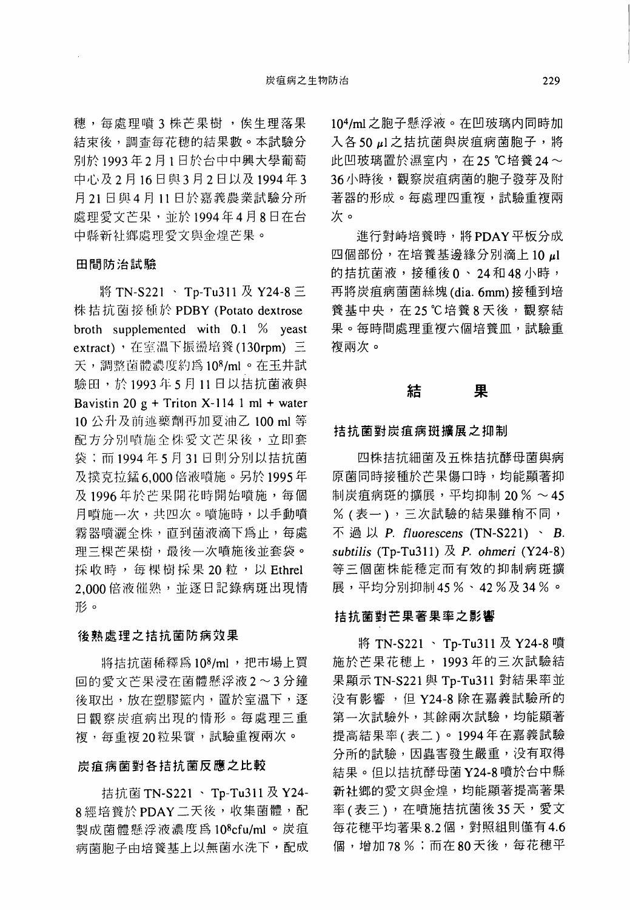穗，每處理噴3株芒果樹，俟生理落果結束後，調查每花穗的結果數。本試驗分別於1993年2月1日於台中中興大學葡萄中心及2月16日與3月2日以及1994年3月21日與4月11日於嘉義農業試驗分所處理愛文芒果，並於1994年4月8日在台中縣新社鄉處理愛文與金煌芒果。

### 田間防治試驗

將TN-S221、Tp-Tu311及Y24-8三株拮抗菌接種於PDBY (Potato dextrose broth supplemented with 0.1 % yeast extract)，在室溫下振盪培養(130rpm)三天，調整菌體濃度約為$10^8$/ml。在玉井試驗田，於1993年5月11日以拮抗菌液與Bavistin 20 g + Triton X-114 1 ml + water 10公升及前述藥劑再加夏油乙100 ml等配方分別噴施全株愛文芒果後，立即套袋；而1994年5月31日則分別以拮抗菌及撲克拉錳6,000倍液噴施。另於1995年及1996年於芒果開花時開始噴施，每個月噴施一次，共四次。噴施時，以手動噴霧器噴灑全株，直到菌液滴下為止，每處理三棵芒果樹，最後一次噴施後並套袋。採收時，每棵樹採果20粒，以Ethrel 2,000倍液催熟，並逐日記錄病斑出現情形。

### 後熟處理之拮抗菌防病效果

將拮抗菌稀釋為$10^8$/ml，把市場上買回的愛文芒果浸在菌體懸浮液2～3分鐘後取出，放在塑膠籃內，置於室溫下，逐日觀察炭疽病出現的情形。每處理三重複，每重複20粒果實，試驗重複兩次。

### 炭疽病菌對各拮抗菌反應之比較

拮抗菌TN-S221、Tp-Tu311及Y24-8經培養於PDAY二天後，收集菌體，配製成菌體懸浮液濃度為$10^8$cfu/ml。炭疽病菌孢子由培養基上以無菌水洗下，配成$10^4$/ml之胞子懸浮液。在凹玻璃內同時加入各50 μl之拮抗菌與炭疽病菌胞子，將此凹玻璃置於濕室內，在25 ℃培養24～36小時後，觀察炭疽病菌的胞子發芽及附著器的形成。每處理四重複，試驗重複兩次。

進行對峙培養時，將PDAY平板分成四個部份，在培養基邊緣分別滴上10 μl的拮抗菌液，接種後0、24和48小時，再將炭疽病菌菌絲塊(dia. 6mm)接種到培養基中央，在25 ℃培養8天後，觀察結果。每時間處理重複六個培養皿，試驗重複兩次。

## 結　　果

### 拮抗菌對炭疽病斑擴展之抑制

四株拮抗細菌及五株拮抗酵母菌與病原菌同時接種於芒果傷口時，均能顯著抑制炭疽病斑的擴展，平均抑制20％～45％(表一)，三次試驗的結果雖稍不同，不過以*P. fluorescens* (TN-S221)、*B. subtilis* (Tp-Tu311)及*P. ohmeri* (Y24-8)等三個菌株能穩定而有效的抑制病斑擴展，平均分別抑制45％、42％及34％。

### 拮抗菌對芒果著果率之影響

將TN-S221、Tp-Tu311及Y24-8噴施於芒果花穗上，1993年的三次試驗結果顯示TN-S221與Tp-Tu311對結果率並沒有影響，但Y24-8除在嘉義試驗所的第一次試驗外，其餘兩次試驗，均能顯著提高結果率(表二)。1994年在嘉義試驗分所的試驗，因蟲害發生嚴重，沒有取得結果。但以拮抗酵母菌Y24-8噴於台中縣新社鄉的愛文與金煌，均能顯著提高著果率(表三)，在噴施拮抗菌後35天，愛文每花穗平均著果8.2個，對照組則僅有4.6個，增加78％；而在80天後，每花穗平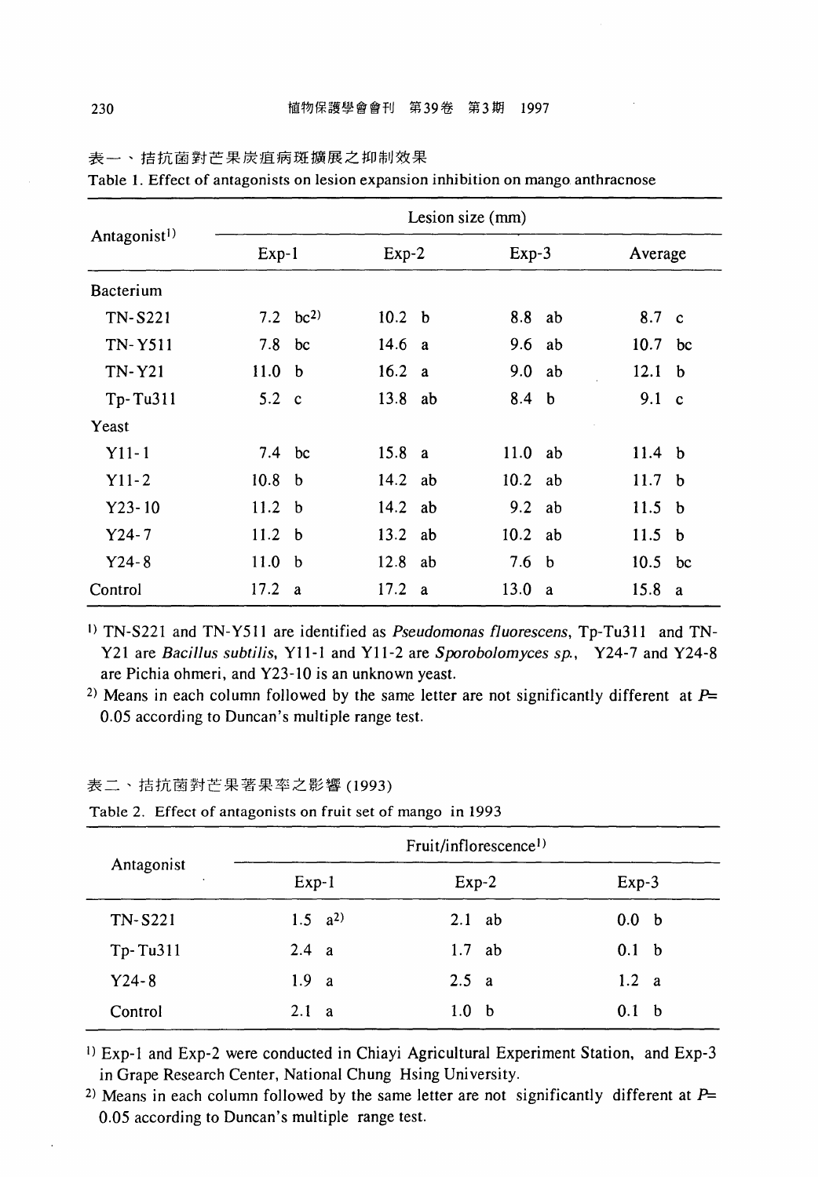表一、拮抗菌對芒果炭疽病斑擴展之抑制效果

Table 1. Effect of antagonists on lesion expansion inhibition on mango anthracnose

| Antagonist[1)] | Lesion size (mm) | | | |
|---|---|---|---|---|
| | Exp-1 | Exp-2 | Exp-3 | Average |
| Bacterium | | | | |
| TN-S221 | 7.2 bc[2)] | 10.2 b | 8.8 ab | 8.7 c |
| TN-Y511 | 7.8 bc | 14.6 a | 9.6 ab | 10.7 bc |
| TN-Y21 | 11.0 b | 16.2 a | 9.0 ab | 12.1 b |
| Tp-Tu311 | 5.2 c | 13.8 ab | 8.4 b | 9.1 c |
| Yeast | | | | |
| Y11-1 | 7.4 bc | 15.8 a | 11.0 ab | 11.4 b |
| Y11-2 | 10.8 b | 14.2 ab | 10.2 ab | 11.7 b |
| Y23-10 | 11.2 b | 14.2 ab | 9.2 ab | 11.5 b |
| Y24-7 | 11.2 b | 13.2 ab | 10.2 ab | 11.5 b |
| Y24-8 | 11.0 b | 12.8 ab | 7.6 b | 10.5 bc |
| Control | 17.2 a | 17.2 a | 13.0 a | 15.8 a |

1) TN-S221 and TN-Y511 are identified as *Pseudomonas fluorescens*, Tp-Tu311 and TN-Y21 are *Bacillus subtilis*, Y11-1 and Y11-2 are *Sporobolomyces sp.*, Y24-7 and Y24-8 are Pichia ohmeri, and Y23-10 is an unknown yeast.

2) Means in each column followed by the same letter are not significantly different at $P$= 0.05 according to Duncan's multiple range test.

表二、拮抗菌對芒果著果率之影響 (1993)

Table 2. Effect of antagonists on fruit set of mango in 1993

| Antagonist | Fruit/inflorescence[1)] | | |
|---|---|---|---|
| | Exp-1 | Exp-2 | Exp-3 |
| TN-S221 | 1.5 a[2)] | 2.1 ab | 0.0 b |
| Tp-Tu311 | 2.4 a | 1.7 ab | 0.1 b |
| Y24-8 | 1.9 a | 2.5 a | 1.2 a |
| Control | 2.1 a | 1.0 b | 0.1 b |

1) Exp-1 and Exp-2 were conducted in Chiayi Agricultural Experiment Station, and Exp-3 in Grape Research Center, National Chung Hsing University.

2) Means in each column followed by the same letter are not significantly different at $P$= 0.05 according to Duncan's multiple range test.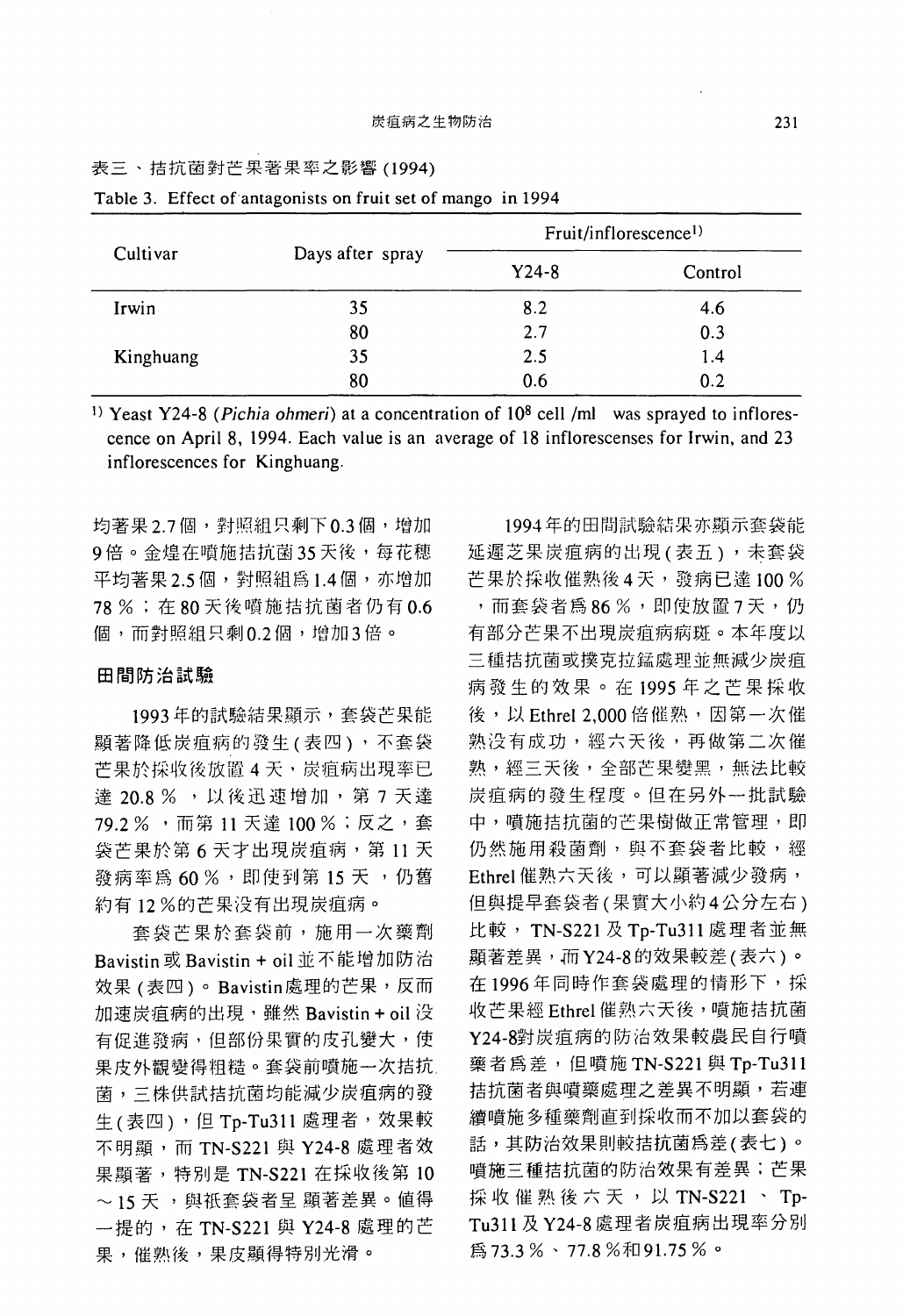表三、拮抗菌對芒果著果率之影響 (1994)

Table 3. Effect of antagonists on fruit set of mango in 1994

| Cultivar | Days after spray | Fruit/inflorescence[1] | |
|---|---|---|---|
| | | Y24-8 | Control |
| Irwin | 35 | 8.2 | 4.6 |
| | 80 | 2.7 | 0.3 |
| Kinghuang | 35 | 2.5 | 1.4 |
| | 80 | 0.6 | 0.2 |

[1] Yeast Y24-8 (*Pichia ohmeri*) at a concentration of $10^8$ cell /ml was sprayed to inflorescence on April 8, 1994. Each value is an average of 18 inflorescenses for Irwin, and 23 inflorescences for Kinghuang.

均著果2.7個，對照組只剩下0.3個，增加9倍。金煌在噴施拮抗菌35天後，每花穗平均著果2.5個，對照組爲1.4個，亦增加78％；在80天後噴施拮抗菌者仍有0.6個，而對照組只剩0.2個，增加3倍。

### 田間防治試驗

1993年的試驗結果顯示，套袋芒果能顯著降低炭疽病的發生(表四)，不套袋芒果於採收後放置4天，炭疽病出現率已達20.8％，以後迅速增加，第7天達79.2％，而第11天達100％；反之，套袋芒果於第6天才出現炭疽病，第11天發病率爲60％，即使到第15天，仍舊約有12％的芒果沒有出現炭疽病。

套袋芒果於套袋前，施用一次藥劑Bavistin或Bavistin + oil並不能增加防治效果(表四)。Bavistin處理的芒果，反而加速炭疽病的出現，雖然Bavistin + oil沒有促進發病，但部份果實的皮孔變大，使果皮外觀變得粗糙。套袋前噴施一次拮抗菌，三株供試拮抗菌均能減少炭疽病的發生(表四)，但Tp-Tu311處理者，效果較不明顯，而TN-S221與Y24-8處理者效果顯著，特別是TN-S221在採收後第10～15天，與祇套袋者呈顯著差異。值得一提的，在TN-S221與Y24-8處理的芒果，催熟後，果皮顯得特別光滑。

1994年的田間試驗結果亦顯示套袋能延遲芝果炭疽病的出現(表五)，未套袋芒果於採收催熟後4天，發病已達100％，而套袋者爲86％，即使放置7天，仍有部分芒果不出現炭疽病病斑。本年度以三種拮抗菌或撲克拉錳處理並無減少炭疽病發生的效果。在1995年之芒果採收後，以Ethrel 2,000倍催熟，因第一次催熟沒有成功，經六天後，再做第二次催熟，經三天後，全部芒果變黑，無法比較炭疽病的發生程度。但在另外一批試驗中，噴施拮抗菌的芒果樹做正常管理，即仍然施用殺菌劑，與不套袋者比較，經Ethrel催熟六天後，可以顯著減少發病，但與提早套袋者(果實大小約4公分左右)比較，TN-S221及Tp-Tu311處理者並無顯著差異，而Y24-8的效果較差(表六)。在1996年同時作套袋處理的情形下，採收芒果經Ethrel催熟六天後，噴施拮抗菌Y24-8對炭疽病的防治效果較農民自行噴藥者爲差，但噴施TN-S221與Tp-Tu311拮抗菌者與噴藥處理之差異不明顯，若連續噴施多種藥劑直到採收而不加以套袋的話，其防治效果則較拮抗菌爲差(表七)。噴施三種拮抗菌的防治效果有差異；芒果採收催熟後六天，以TN-S221、Tp-Tu311及Y24-8處理者炭疽病出現率分別爲73.3％、77.8％和91.75％。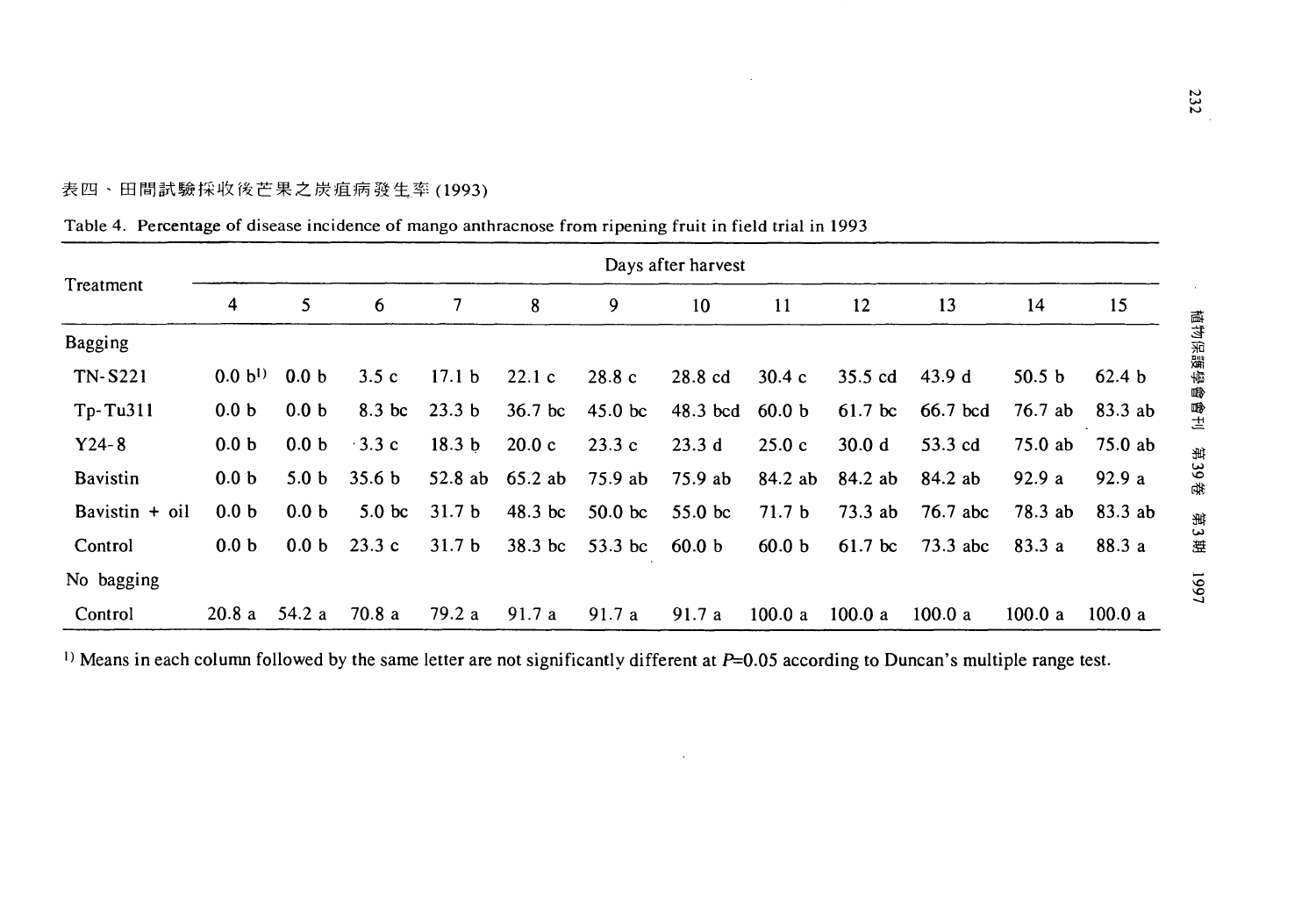表四、田間試驗採收後芒果之炭疽病發生率 (1993)

Table 4. Percentage of disease incidence of mango anthracnose from ripening fruit in field trial in 1993

| Treatment | Days after harvest | | | | | | | | | | | |
|---|---|---|---|---|---|---|---|---|---|---|---|---|
| | 4 | 5 | 6 | 7 | 8 | 9 | 10 | 11 | 12 | 13 | 14 | 15 |
| Bagging | | | | | | | | | | | | |
| TN-S221 | 0.0 b[1)] | 0.0 b | 3.5 c | 17.1 b | 22.1 c | 28.8 c | 28.8 cd | 30.4 c | 35.5 cd | 43.9 d | 50.5 b | 62.4 b |
| Tp-Tu311 | 0.0 b | 0.0 b | 8.3 bc | 23.3 b | 36.7 bc | 45.0 bc | 48.3 bcd | 60.0 b | 61.7 bc | 66.7 bcd | 76.7 ab | 83.3 ab |
| Y24-8 | 0.0 b | 0.0 b | 3.3 c | 18.3 b | 20.0 c | 23.3 c | 23.3 d | 25.0 c | 30.0 d | 53.3 cd | 75.0 ab | 75.0 ab |
| Bavistin | 0.0 b | 5.0 b | 35.6 b | 52.8 ab | 65.2 ab | 75.9 ab | 75.9 ab | 84.2 ab | 84.2 ab | 84.2 ab | 92.9 a | 92.9 a |
| Bavistin + oil | 0.0 b | 0.0 b | 5.0 bc | 31.7 b | 48.3 bc | 50.0 bc | 55.0 bc | 71.7 b | 73.3 ab | 76.7 abc | 78.3 ab | 83.3 ab |
| Control | 0.0 b | 0.0 b | 23.3 c | 31.7 b | 38.3 bc | 53.3 bc | 60.0 b | 60.0 b | 61.7 bc | 73.3 abc | 83.3 a | 88.3 a |
| No bagging | | | | | | | | | | | | |
| Control | 20.8 a | 54.2 a | 70.8 a | 79.2 a | 91.7 a | 91.7 a | 91.7 a | 100.0 a | 100.0 a | 100.0 a | 100.0 a | 100.0 a |

[1)] Means in each column followed by the same letter are not significantly different at $P$=0.05 according to Duncan's multiple range test.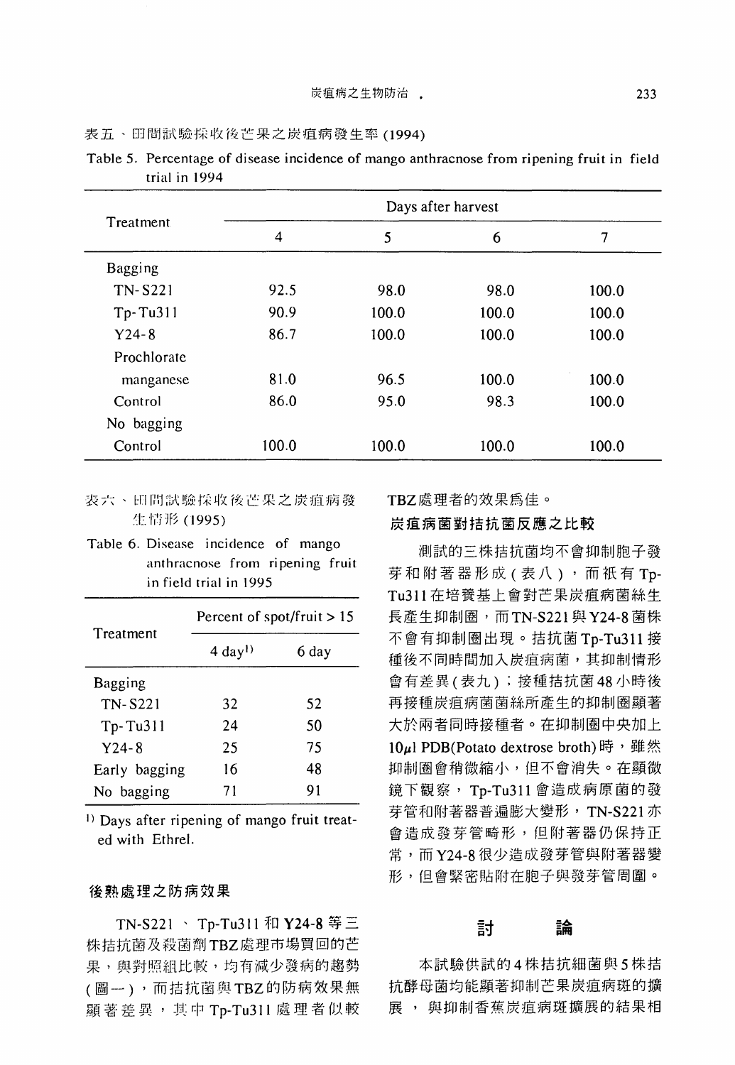表五、田間試驗採收後芒果之炭疽病發生率 (1994)

Table 5. Percentage of disease incidence of mango anthracnose from ripening fruit in field trial in 1994

| Treatment | Days after harvest | | | |
|---|---|---|---|---|
| | 4 | 5 | 6 | 7 |
| Bagging | | | | |
| TN-S221 | 92.5 | 98.0 | 98.0 | 100.0 |
| Tp-Tu311 | 90.9 | 100.0 | 100.0 | 100.0 |
| Y24-8 | 86.7 | 100.0 | 100.0 | 100.0 |
| Prochlorate manganese | 81.0 | 96.5 | 100.0 | 100.0 |
| Control | 86.0 | 95.0 | 98.3 | 100.0 |
| No bagging | | | | |
| Control | 100.0 | 100.0 | 100.0 | 100.0 |

表六、田間試驗採收後芒果之炭疽病發生情形 (1995)

Table 6. Disease incidence of mango anthracnose from ripening fruit in field trial in 1995

| Treatment | Percent of spot/fruit > 15 | |
|---|---|---|
| | 4 day[1] | 6 day |
| Bagging | | |
| TN-S221 | 32 | 52 |
| Tp-Tu311 | 24 | 50 |
| Y24-8 | 25 | 75 |
| Early bagging | 16 | 48 |
| No bagging | 71 | 91 |

[1] Days after ripening of mango fruit treated with Ethrel.

### 後熟處理之防病效果

TN-S221、Tp-Tu311 和 Y24-8 等三株拮抗菌及殺菌劑TBZ處理市場買回的芒果，與對照組比較，均有減少發病的趨勢(圖一)，而拮抗菌與TBZ的防病效果無顯著差異，其中 Tp-Tu311 處理者似較TBZ處理者的效果爲佳。

### 炭疽病菌對拮抗菌反應之比較

測試的三株拮抗菌均不會抑制胞子發芽和附著器形成(表八)，而祇有 Tp-Tu311 在培養基上會對芒果炭疽病菌絲生長產生抑制圈，而TN-S221與Y24-8菌株不會有抑制圈出現。拮抗菌 Tp-Tu311 接種後不同時間加入炭疽病菌，其抑制情形會有差異(表九)；接種拮抗菌48小時後再接種炭疽病菌菌絲所產生的抑制圈顯著大於兩者同時接種者。在抑制圈中央加上 10$\mu$l PDB(Potato dextrose broth)時，雖然抑制圈會稍微縮小，但不會消失。在顯微鏡下觀察，Tp-Tu311 會造成病原菌的發芽管和附著器普遍膨大變形，TN-S221 亦會造成發芽管畸形，但附著器仍保持正常，而Y24-8很少造成發芽管與附著器變形，但會緊密貼附在胞子與發芽管周圍。

## 討　論

本試驗供試的4株拮抗細菌與5株拮抗酵母菌均能顯著抑制芒果炭疽病斑的擴展，與抑制香蕉炭疽病斑擴展的結果相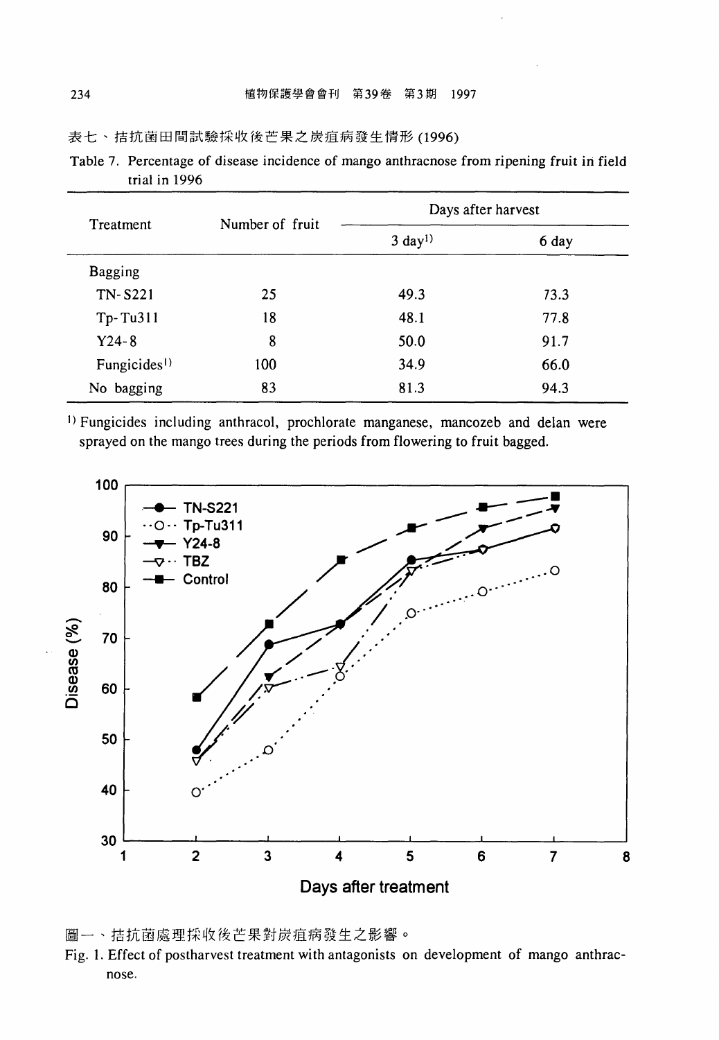表七、拮抗菌田間試驗採收後芒果之炭疽病發生情形 (1996)

Table 7. Percentage of disease incidence of mango anthracnose from ripening fruit in field trial in 1996

| Treatment | Number of fruit | Days after harvest | |
|---|---|---|---|
| | | 3 day[1)] | 6 day |
| Bagging | | | |
| TN-S221 | 25 | 49.3 | 73.3 |
| Tp-Tu311 | 18 | 48.1 | 77.8 |
| Y24-8 | 8 | 50.0 | 91.7 |
| Fungicides[1)] | 100 | 34.9 | 66.0 |
| No bagging | 83 | 81.3 | 94.3 |

[1)] Fungicides including anthracol, prochlorate manganese, mancozeb and delan were sprayed on the mango trees during the periods from flowering to fruit bagged.

圖一、拮抗菌處理採收後芒果對炭疽病發生之影響。

Fig. 1. Effect of postharvest treatment with antagonists on development of mango anthracnose.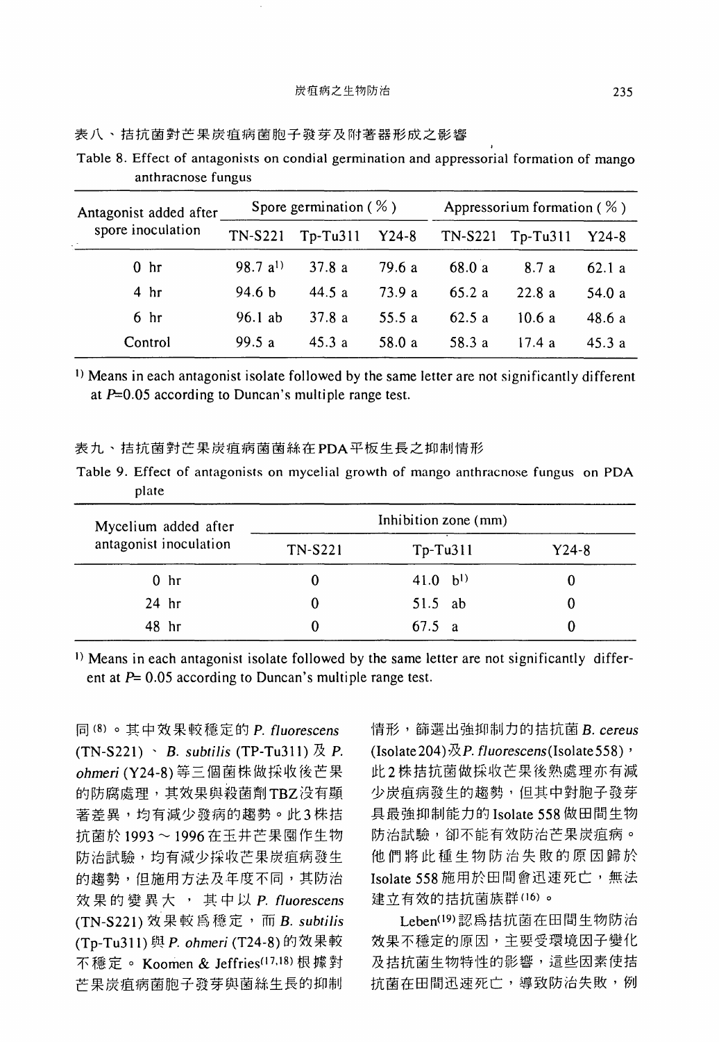表八、拮抗菌對芒果炭疽病菌胞子發芽及附著器形成之影響

Table 8. Effect of antagonists on condial germination and appressorial formation of mango anthracnose fungus

| Antagonist added after spore inoculation | Spore germination ( % ) | | | Appressorium formation ( % ) | | |
|---|---|---|---|---|---|---|
| | TN-S221 | Tp-Tu311 | Y24-8 | TN-S221 | Tp-Tu311 | Y24-8 |
| 0 hr | 98.7 a[1)] | 37.8 a | 79.6 a | 68.0 a | 8.7 a | 62.1 a |
| 4 hr | 94.6 b | 44.5 a | 73.9 a | 65.2 a | 22.8 a | 54.0 a |
| 6 hr | 96.1 ab | 37.8 a | 55.5 a | 62.5 a | 10.6 a | 48.6 a |
| Control | 99.5 a | 45.3 a | 58.0 a | 58.3 a | 17.4 a | 45.3 a |

[1)] Means in each antagonist isolate followed by the same letter are not significantly different at $P$=0.05 according to Duncan's multiple range test.

表九、拮抗菌對芒果炭疽病菌菌絲在PDA平板生長之抑制情形

Table 9. Effect of antagonists on mycelial growth of mango anthracnose fungus on PDA plate

| Mycelium added after antagonist inoculation | Inhibition zone (mm) | | |
|---|---|---|---|
| | TN-S221 | Tp-Tu311 | Y24-8 |
| 0 hr | 0 | 41.0 b[1)] | 0 |
| 24 hr | 0 | 51.5 ab | 0 |
| 48 hr | 0 | 67.5 a | 0 |

[1)] Means in each antagonist isolate followed by the same letter are not significantly different at $P$= 0.05 according to Duncan's multiple range test.

同[(8)]。其中效果較穩定的 *P. fluorescens* (TN-S221)、*B. subtilis* (TP-Tu311) 及 *P. ohmeri* (Y24-8) 等三個菌株做採收後芒果的防腐處理，其效果與殺菌劑TBZ沒有顯著差異，均有減少發病的趨勢。此3株拮抗菌於 1993～1996 在玉井芒果園作生物防治試驗，均有減少採收芒果炭疽病發生的趨勢，但施用方法及年度不同，其防治效果的變異大，其中以 *P. fluorescens* (TN-S221) 效果較爲穩定，而 *B. subtilis* (Tp-Tu311) 與 *P. ohmeri* (T24-8) 的效果較不穩定。Koomen & Jeffries[(17,18)] 根據對芒果炭疽病菌胞子發芽與菌絲生長的抑制情形，篩選出強抑制力的拮抗菌 *B. cereus* (Isolate204)及*P. fluorescens*(Isolate558)，此2株拮抗菌做採收芒果後熟處理亦有減少炭疽病發生的趨勢，但其中對胞子發芽具最強抑制能力的 Isolate 558 做田間生物防治試驗，卻不能有效防治芒果炭疽病。他們將此種生物防治失敗的原因歸於 Isolate 558 施用於田間會迅速死亡，無法建立有效的拮抗菌族群[(16)]。

Leben[(19)] 認爲拮抗菌在田間生物防治效果不穩定的原因，主要受環境因子變化及拮抗菌生物特性的影響，這些因素使拮抗菌在田間迅速死亡，導致防治失敗，例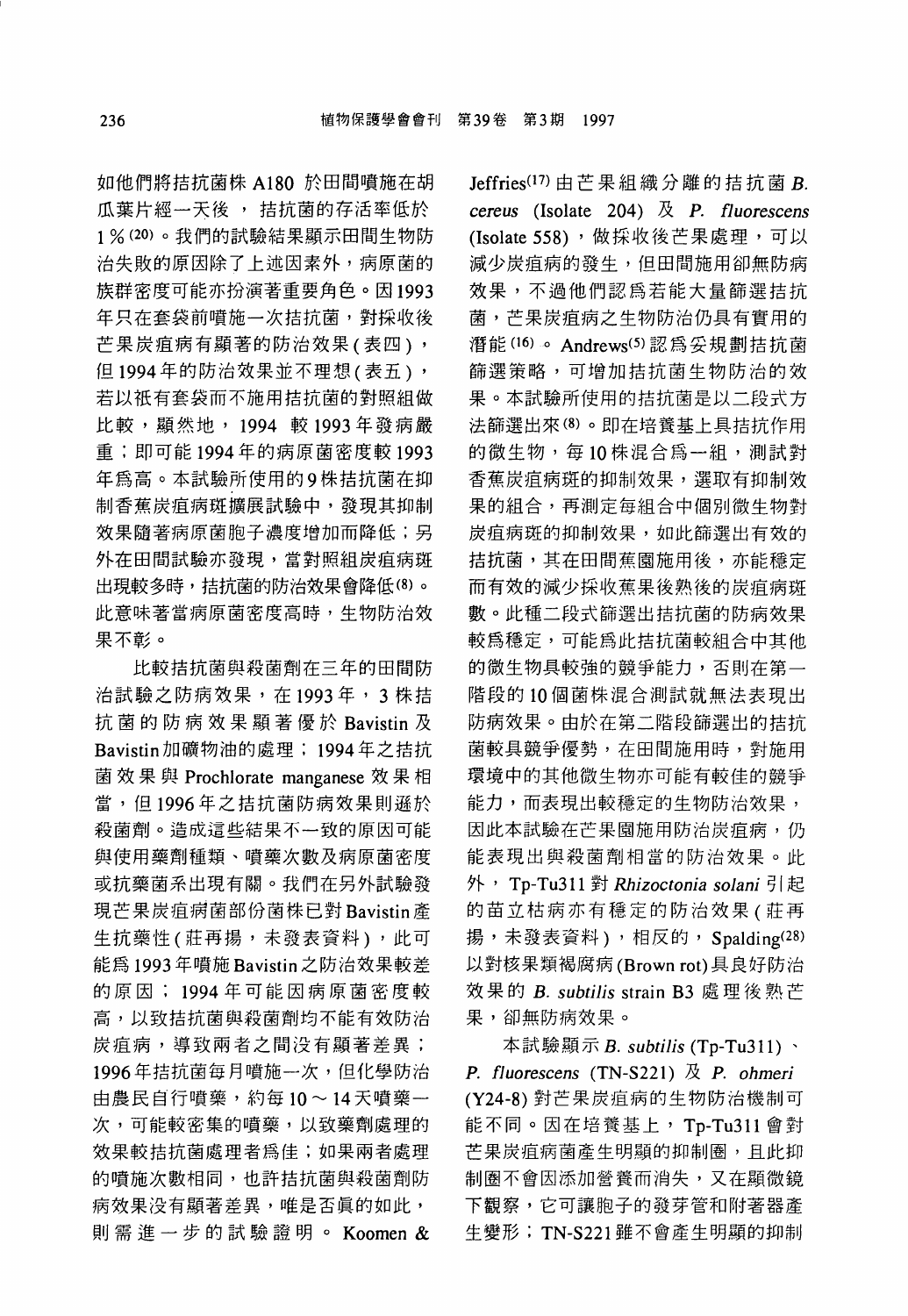如他們將拮抗菌株 A180 於田間噴施在胡瓜葉片經一天後，拮抗菌的存活率低於 1%[20]。我們的試驗結果顯示田間生物防治失敗的原因除了上述因素外，病原菌的族群密度可能亦扮演著重要角色。因1993年只在套袋前噴施一次拮抗菌，對採收後芒果炭疽病有顯著的防治效果(表四)，但1994年的防治效果並不理想(表五)，若以祇有套袋而不施用拮抗菌的對照組做比較，顯然地，1994 較1993年發病嚴重；即可能1994年的病原菌密度較1993年為高。本試驗所使用的9株拮抗菌在抑制香蕉炭疽病斑擴展試驗中，發現其抑制效果隨著病原菌胞子濃度增加而降低；另外在田間試驗亦發現，當對照組炭疽病斑出現較多時，拮抗菌的防治效果會降低[8]。此意味著當病原菌密度高時，生物防治效果不彰。

比較拮抗菌與殺菌劑在三年的田間防治試驗之防病效果，在1993年，3株拮抗菌的防病效果顯著優於 Bavistin 及 Bavistin加礦物油的處理；1994年之拮抗菌效果與 Prochlorate manganese 效果相當，但1996年之拮抗菌防病效果則遜於殺菌劑。造成這些結果不一致的原因可能與使用藥劑種類、噴藥次數及病原菌密度或抗藥菌系出現有關。我們在另外試驗發現芒果炭疽病菌部份菌株已對Bavistin產生抗藥性(莊再揚，未發表資料)，此可能為1993年噴施Bavistin之防治效果較差的原因；1994年可能因病原菌密度較高，以致拮抗菌與殺菌劑均不能有效防治炭疽病，導致兩者之間沒有顯著差異；1996年拮抗菌每月噴施一次，但化學防治由農民自行噴藥，約每10～14天噴藥一次，可能較密集的噴藥，以致藥劑處理的效果較拮抗菌處理者為佳；如果兩者處理的噴施次數相同，也許拮抗菌與殺菌劑防病效果沒有顯著差異，唯是否真的如此，則需進一步的試驗證明。Koomen & Jeffries[17] 由芒果組織分離的拮抗菌 *B. cereus* (Isolate 204) 及 *P. fluorescens* (Isolate 558)，做採收後芒果處理，可以減少炭疽病的發生，但田間施用卻無防病效果，不過他們認為若能大量篩選拮抗菌，芒果炭疽病之生物防治仍具有實用的潛能[16]。Andrews[5] 認為妥規劃拮抗菌篩選策略，可增加拮抗菌生物防治的效果。本試驗所使用的拮抗菌是以二段式方法篩選出來[8]。即在培養基上具拮抗作用的微生物，每10株混合為一組，測試對香蕉炭疽病斑的抑制效果，選取有抑制效果的組合，再測定每組合中個別微生物對炭疽病斑的抑制效果，如此篩選出有效的拮抗菌，其在田間蕉園施用後，亦能穩定而有效的減少採收蕉果後熟後的炭疽病斑數。此種二段式篩選出拮抗菌的防病效果較為穩定，可能為此拮抗菌較組合中其他的微生物具較強的競爭能力，否則在第一階段的10個菌株混合測試就無法表現出防病效果。由於在第二階段篩選出的拮抗菌較具競爭優勢，在田間施用時，對施用環境中的其他微生物亦可能有較佳的競爭能力，而表現出較穩定的生物防治效果，因此本試驗在芒果園施用防治炭疽病，仍能表現出與殺菌劑相當的防治效果。此外，Tp-Tu311 對 *Rhizoctonia solani* 引起的苗立枯病亦有穩定的防治效果(莊再揚，未發表資料)，相反的，Spalding[28] 以對核果類褐腐病(Brown rot)具良好防治效果的 *B. subtilis* strain B3 處理後熟芒果，卻無防病效果。

本試驗顯示 *B. subtilis* (Tp-Tu311)、*P. fluorescens* (TN-S221) 及 *P. ohmeri* (Y24-8) 對芒果炭疽病的生物防治機制可能不同。因在培養基上，Tp-Tu311 會對芒果炭疽病菌產生明顯的抑制圈，且此抑制圈不會因添加營養而消失，又在顯微鏡下觀察，它可讓胞子的發芽管和附著器產生變形；TN-S221雖不會產生明顯的抑制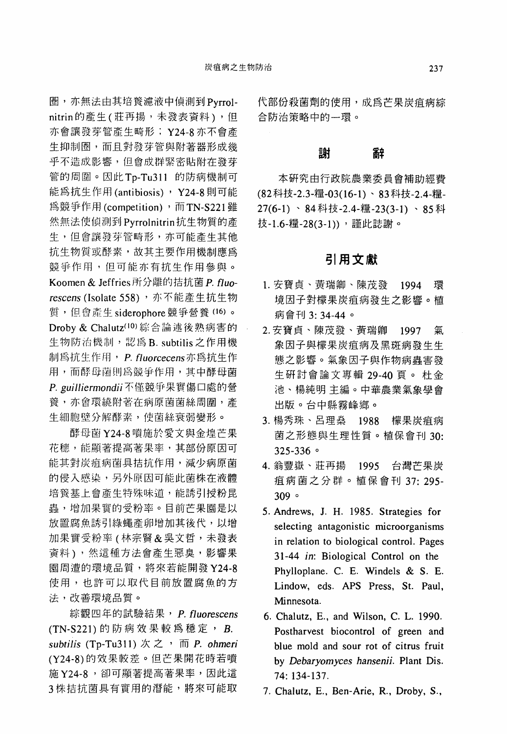圈，亦無法由其培養濾液中偵測到Pyrrolnitrin的產生(莊再揚，未發表資料)，但亦會讓發芽管產生畸形；Y24-8亦不會產生抑制圈，而且對發芽管與附著器形成幾乎不造成影響，但會成群緊密貼附在發芽管的周圍。因此Tp-Tu311 的防病機制可能爲抗生作用(antibiosis)，Y24-8則可能爲競爭作用(competition)，而TN-S221雖然無法使偵測到Pyrrolnitrin抗生物質的產生，但會讓發芽管畸形，亦可能產生其他抗生物質或酵素，故其主要作用機制應爲競爭作用，但可能亦有抗生作用參與。Koomen & Jeffries所分離的拮抗菌 *P. fluorescens* (Isolate 558)，亦不能產生抗生物質，但會產生 siderophore 競爭營養 [16]。Droby & Chalutz[10] 綜合論述後熟病害的生物防治機制，認爲 B. subtilis 之作用機制爲抗生作用，*P. fluorcecens* 亦爲抗生作用，而酵母菌則爲競爭作用，其中酵母菌 *P. guilliermondii* 不僅競爭果實傷口處的營養，亦會環繞附著在病原菌菌絲周圍，產生細胞壁分解酵素，使菌絲衰弱變形。

酵母菌Y24-8噴施於愛文與金煌芒果花穗，能顯著提高著果率，其部份原因可能其對炭疽病菌具拮抗作用，減少病原菌的侵入感染，另外原因可能此菌株在液體培養基上會產生特殊味道，能誘引授粉昆蟲，增加果實的受粉率。目前芒果園是以放置腐魚誘引綠蠅產卵增加其後代，以增加果實受粉率(林宗賢&吳文哲，未發表資料)，然這種方法會產生惡臭，影響果園周遭的環境品質，將來若能開發Y24-8使用，也許可以取代目前放置腐魚的方法，改善環境品質。

綜觀四年的試驗結果，*P. fluorescens* (TN-S221) 的防病效果較爲穩定，*B. subtilis* (Tp-Tu311) 次之，而 *P. ohmeri* (Y24-8) 的效果較差。但芒果開花時若噴施Y24-8，卻可顯著提高著果率，因此這3株拮抗菌具有實用的潛能，將來可能取代部份殺菌劑的使用，成爲芒果炭疽病綜合防治策略中的一環。

## 謝　　辭

本研究由行政院農業委員會補助經費(82科技-2.3-糧-03(16-1)、83科技-2.4-糧-27(6-1)、84科技-2.4-糧-23(3-1)、85科技-1.6-糧-28(3-1))，謹此誌謝。

## 引用文獻

1. 安寶貞、黃瑞卿、陳茂發 1994 環境因子對檬果炭疽病發生之影響。植病會刊 3: 34-44。
2. 安寶貞、陳茂發、黃瑞卿 1997 氣象因子與檬果炭疽病及黑斑病發生生態之影響。氣象因子與作物病蟲害發生研討會論文專輯 29-40 頁。杜金池、楊純明 主編。中華農業氣象學會出版。台中縣霧峰鄉。
3. 楊秀珠、呂理燊 1988 檬果炭疽病菌之形態與生理性質。植保會刊 30: 325-336。
4. 翁豐嶽、莊再揚 1995 台灣芒果炭疽病菌之分群。植保會刊 37: 295-309。
5. Andrews, J. H. 1985. Strategies for selecting antagonistic microorganisms in relation to biological control. Pages 31-44 *in*: Biological Control on the Phylloplane. C. E. Windels & S. E. Lindow, eds. APS Press, St. Paul, Minnesota.
6. Chalutz, E., and Wilson, C. L. 1990. Postharvest biocontrol of green and blue mold and sour rot of citrus fruit by *Debaryomyces hansenii*. Plant Dis. 74: 134-137.
7. Chalutz, E., Ben-Arie, R., Droby, S.,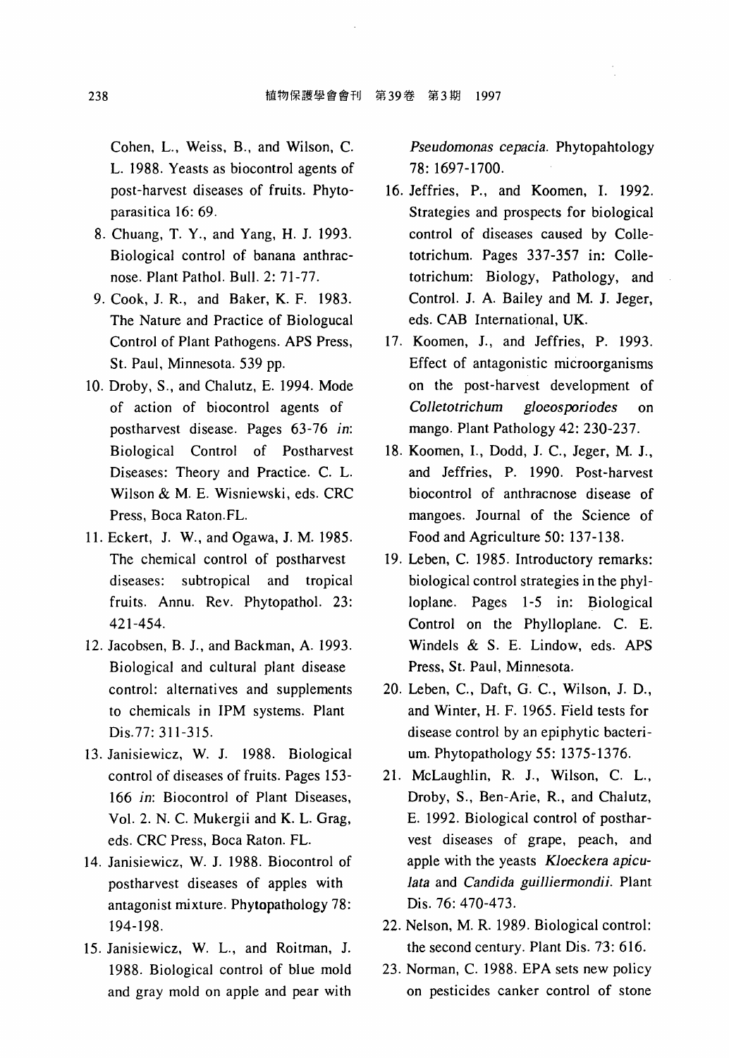Cohen, L., Weiss, B., and Wilson, C. L. 1988. Yeasts as biocontrol agents of post-harvest diseases of fruits. Phytoparasitica 16: 69.

8. Chuang, T. Y., and Yang, H. J. 1993. Biological control of banana anthracnose. Plant Pathol. Bull. 2: 71-77.
9. Cook, J. R., and Baker, K. F. 1983. The Nature and Practice of Biologucal Control of Plant Pathogens. APS Press, St. Paul, Minnesota. 539 pp.
10. Droby, S., and Chalutz, E. 1994. Mode of action of biocontrol agents of postharvest disease. Pages 63-76 *in*: Biological Control of Postharvest Diseases: Theory and Practice. C. L. Wilson & M. E. Wisniewski, eds. CRC Press, Boca Raton.FL.
11. Eckert, J. W., and Ogawa, J. M. 1985. The chemical control of postharvest diseases: subtropical and tropical fruits. Annu. Rev. Phytopathol. 23: 421-454.
12. Jacobsen, B. J., and Backman, A. 1993. Biological and cultural plant disease control: alternatives and supplements to chemicals in IPM systems. Plant Dis.77: 311-315.
13. Janisiewicz, W. J. 1988. Biological control of diseases of fruits. Pages 153-166 *in*: Biocontrol of Plant Diseases, Vol. 2. N. C. Mukergii and K. L. Grag, eds. CRC Press, Boca Raton. FL.
14. Janisiewicz, W. J. 1988. Biocontrol of postharvest diseases of apples with antagonist mixture. Phytopathology 78: 194-198.
15. Janisiewicz, W. L., and Roitman, J. 1988. Biological control of blue mold and gray mold on apple and pear with *Pseudomonas cepacia*. Phytopahtology 78: 1697-1700.
16. Jeffries, P., and Koomen, I. 1992. Strategies and prospects for biological control of diseases caused by Colletotrichum. Pages 337-357 in: Colletotrichum: Biology, Pathology, and Control. J. A. Bailey and M. J. Jeger, eds. CAB International, UK.
17. Koomen, J., and Jeffries, P. 1993. Effect of antagonistic microorganisms on the post-harvest development of *Colletotrichum gloeosporiodes* on mango. Plant Pathology 42: 230-237.
18. Koomen, I., Dodd, J. C., Jeger, M. J., and Jeffries, P. 1990. Post-harvest biocontrol of anthracnose disease of mangoes. Journal of the Science of Food and Agriculture 50: 137-138.
19. Leben, C. 1985. Introductory remarks: biological control strategies in the phylloplane. Pages 1-5 in: Biological Control on the Phylloplane. C. E. Windels & S. E. Lindow, eds. APS Press, St. Paul, Minnesota.
20. Leben, C., Daft, G. C., Wilson, J. D., and Winter, H. F. 1965. Field tests for disease control by an epiphytic bacterium. Phytopathology 55: 1375-1376.
21. McLaughlin, R. J., Wilson, C. L., Droby, S., Ben-Arie, R., and Chalutz, E. 1992. Biological control of postharvest diseases of grape, peach, and apple with the yeasts *Kloeckera apiculata* and *Candida guilliermondii*. Plant Dis. 76: 470-473.
22. Nelson, M. R. 1989. Biological control: the second century. Plant Dis. 73: 616.
23. Norman, C. 1988. EPA sets new policy on pesticides canker control of stone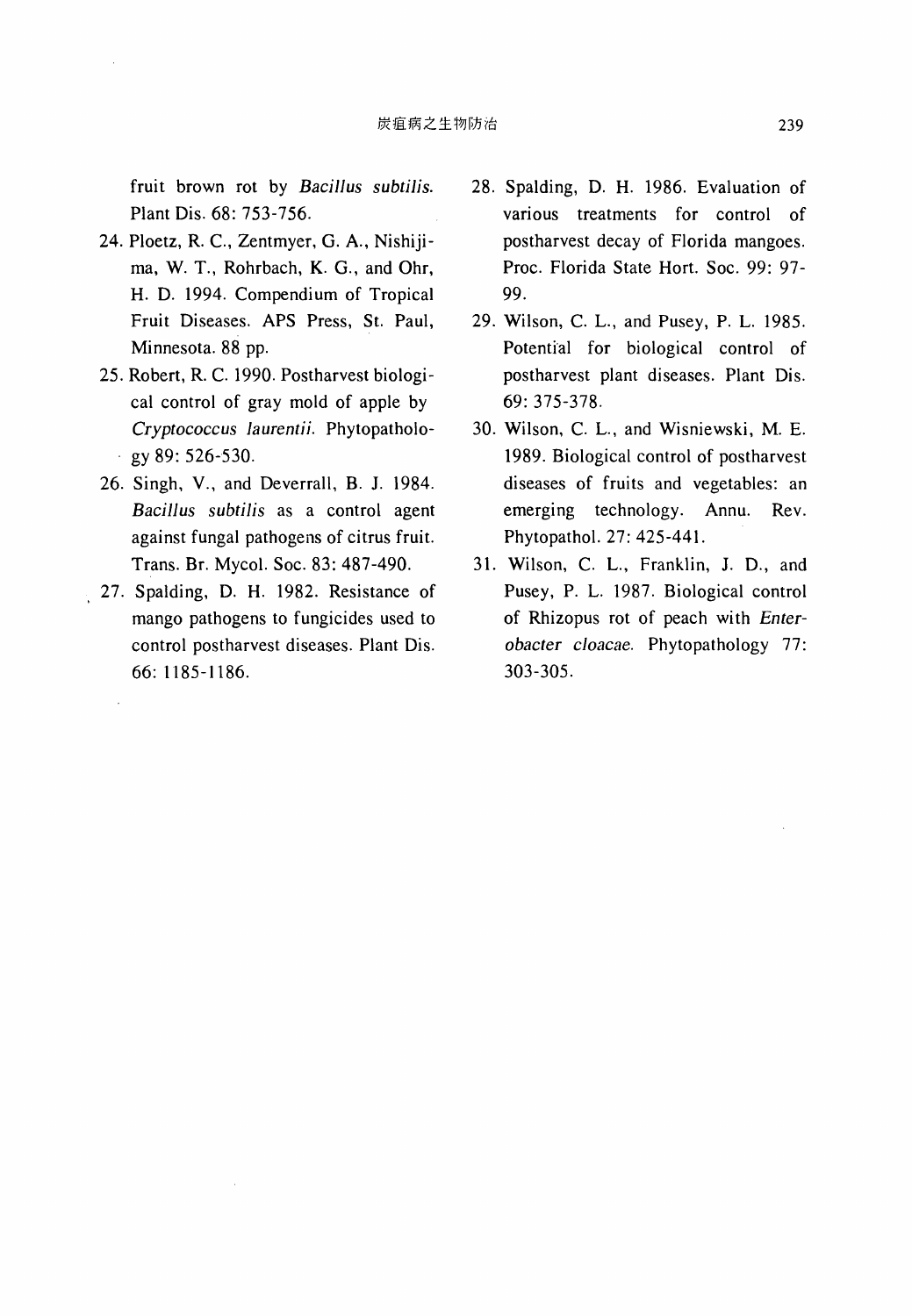fruit brown rot by *Bacillus subtilis*. Plant Dis. 68: 753-756.

24. Ploetz, R. C., Zentmyer, G. A., Nishijima, W. T., Rohrbach, K. G., and Ohr, H. D. 1994. Compendium of Tropical Fruit Diseases. APS Press, St. Paul, Minnesota. 88 pp.
25. Robert, R. C. 1990. Postharvest biological control of gray mold of apple by *Cryptococcus laurentii*. Phytopathology 89: 526-530.
26. Singh, V., and Deverrall, B. J. 1984. *Bacillus subtilis* as a control agent against fungal pathogens of citrus fruit. Trans. Br. Mycol. Soc. 83: 487-490.
27. Spalding, D. H. 1982. Resistance of mango pathogens to fungicides used to control postharvest diseases. Plant Dis. 66: 1185-1186.
28. Spalding, D. H. 1986. Evaluation of various treatments for control of postharvest decay of Florida mangoes. Proc. Florida State Hort. Soc. 99: 97-99.
29. Wilson, C. L., and Pusey, P. L. 1985. Potential for biological control of postharvest plant diseases. Plant Dis. 69: 375-378.
30. Wilson, C. L., and Wisniewski, M. E. 1989. Biological control of postharvest diseases of fruits and vegetables: an emerging technology. Annu. Rev. Phytopathol. 27: 425-441.
31. Wilson, C. L., Franklin, J. D., and Pusey, P. L. 1987. Biological control of Rhizopus rot of peach with *Enterobacter cloacae*. Phytopathology 77: 303-305.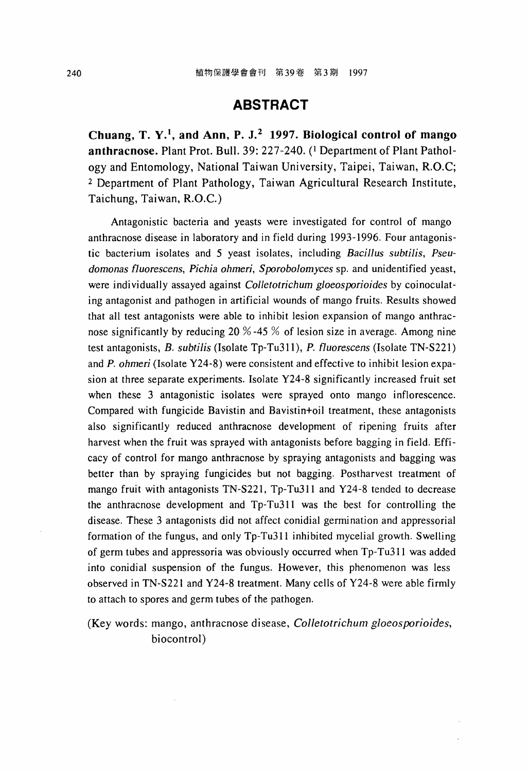## ABSTRACT

**Chuang, T. Y.[1], and Ann, P. J.[2] 1997. Biological control of mango anthracnose.** Plant Prot. Bull. 39: 227-240. ([1] Department of Plant Pathology and Entomology, National Taiwan University, Taipei, Taiwan, R.O.C; [2] Department of Plant Pathology, Taiwan Agricultural Research Institute, Taichung, Taiwan, R.O.C.)

Antagonistic bacteria and yeasts were investigated for control of mango anthracnose disease in laboratory and in field during 1993-1996. Four antagonistic bacterium isolates and 5 yeast isolates, including *Bacillus subtilis*, *Pseudomonas fluorescens*, *Pichia ohmeri*, *Sporobolomyces* sp. and unidentified yeast, were individually assayed against *Colletotrichum gloeosporioides* by coinoculating antagonist and pathogen in artificial wounds of mango fruits. Results showed that all test antagonists were able to inhibit lesion expansion of mango anthracnose significantly by reducing 20 %-45 % of lesion size in average. Among nine test antagonists, *B. subtilis* (Isolate Tp-Tu311), *P. fluorescens* (Isolate TN-S221) and *P. ohmeri* (Isolate Y24-8) were consistent and effective to inhibit lesion expasion at three separate experiments. Isolate Y24-8 significantly increased fruit set when these 3 antagonistic isolates were sprayed onto mango inflorescence. Compared with fungicide Bavistin and Bavistin+oil treatment, these antagonists also significantly reduced anthracnose development of ripening fruits after harvest when the fruit was sprayed with antagonists before bagging in field. Efficacy of control for mango anthracnose by spraying antagonists and bagging was better than by spraying fungicides but not bagging. Postharvest treatment of mango fruit with antagonists TN-S221, Tp-Tu311 and Y24-8 tended to decrease the anthracnose development and Tp-Tu311 was the best for controlling the disease. These 3 antagonists did not affect conidial germination and appressorial formation of the fungus, and only Tp-Tu311 inhibited mycelial growth. Swelling of germ tubes and appressoria was obviously occurred when Tp-Tu311 was added into conidial suspension of the fungus. However, this phenomenon was less observed in TN-S221 and Y24-8 treatment. Many cells of Y24-8 were able firmly to attach to spores and germ tubes of the pathogen.

(Key words: mango, anthracnose disease, *Colletotrichum gloeosporioides*, biocontrol)